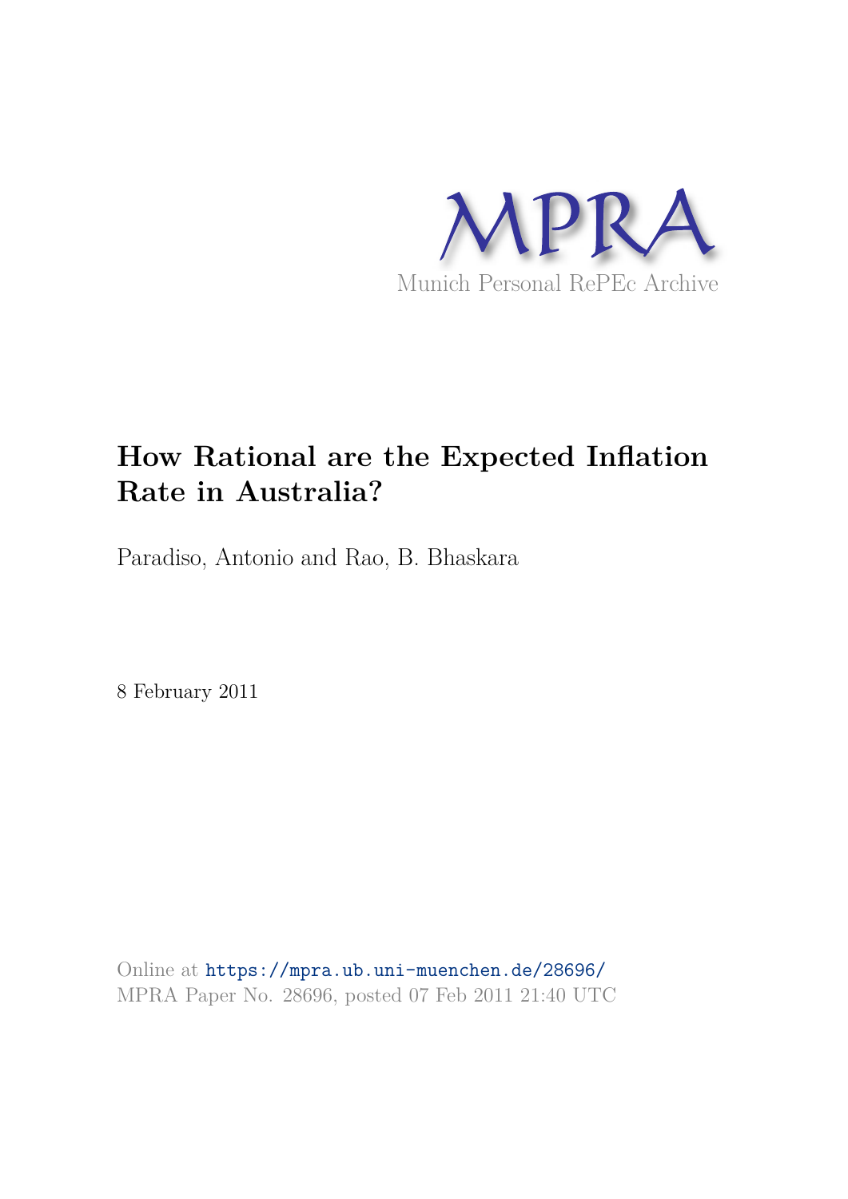MPRA

Munich Personal RePEc Archive

# How Rational are the Expected Inflation Rate in Australia?

Paradiso, Antonio and Rao, B. Bhaskara

8 February 2011

Online at https://mpra.ub.uni-muenchen.de/28696/
MPRA Paper No. 28696, posted 07 Feb 2011 21:40 UTC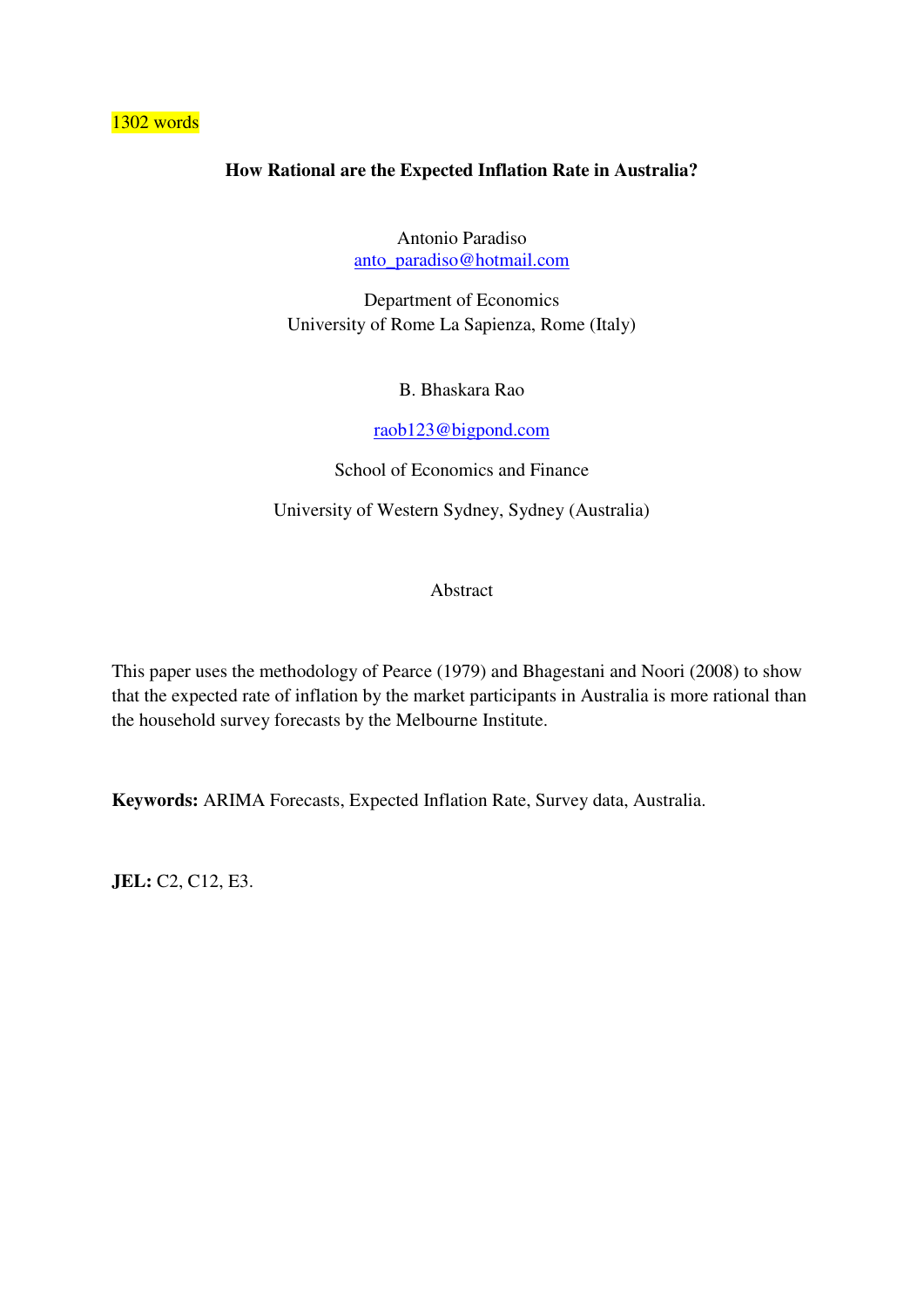1302 words

**How Rational are the Expected Inflation Rate in Australia?**

Antonio Paradiso
anto_paradiso@hotmail.com

Department of Economics
University of Rome La Sapienza, Rome (Italy)

B. Bhaskara Rao

raob123@bigpond.com

School of Economics and Finance

University of Western Sydney, Sydney (Australia)

Abstract

This paper uses the methodology of Pearce (1979) and Bhagestani and Noori (2008) to show that the expected rate of inflation by the market participants in Australia is more rational than the household survey forecasts by the Melbourne Institute.

**Keywords:** ARIMA Forecasts, Expected Inflation Rate, Survey data, Australia.

**JEL:** C2, C12, E3.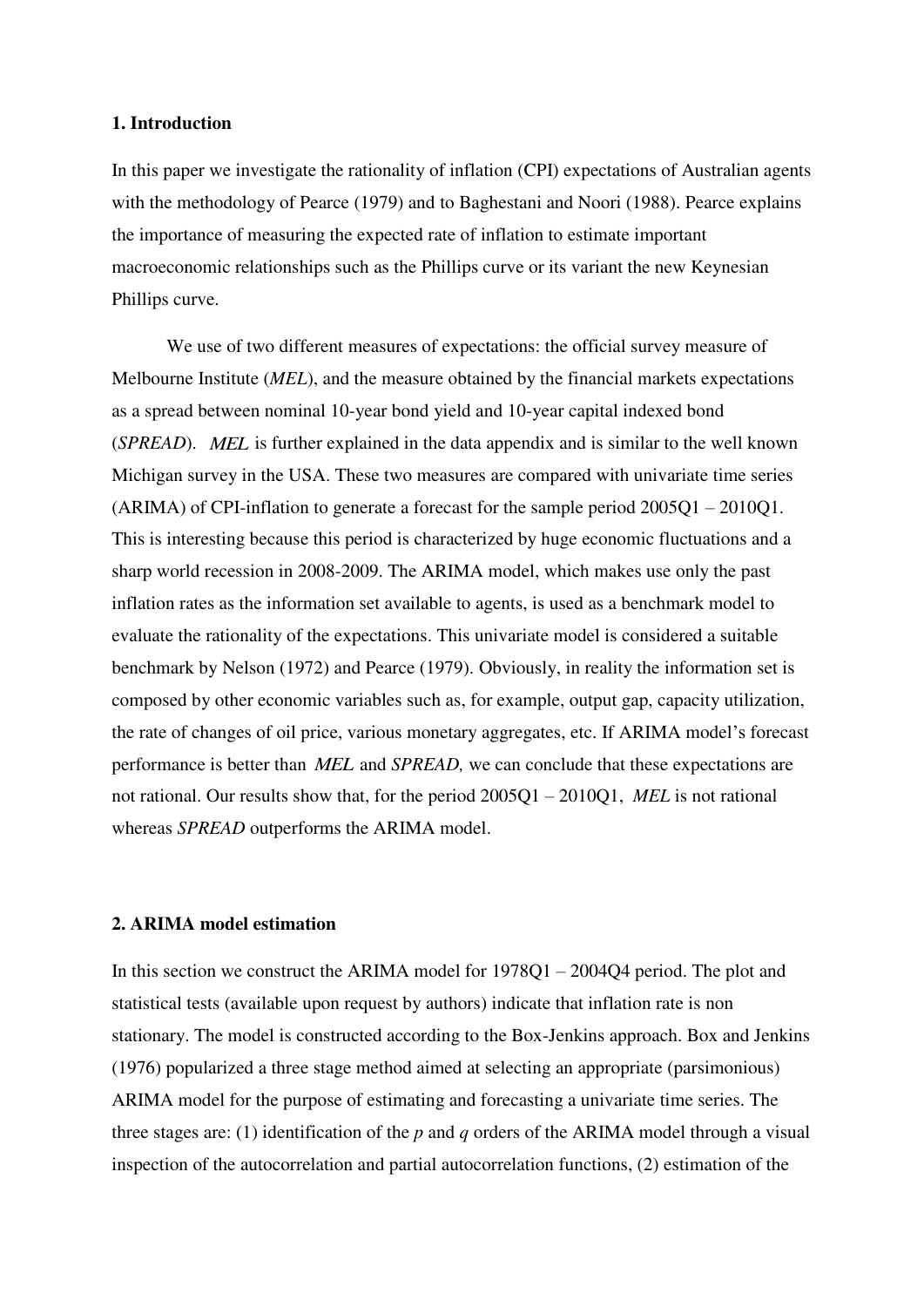## 1. Introduction

In this paper we investigate the rationality of inflation (CPI) expectations of Australian agents with the methodology of Pearce (1979) and to Baghestani and Noori (1988). Pearce explains the importance of measuring the expected rate of inflation to estimate important macroeconomic relationships such as the Phillips curve or its variant the new Keynesian Phillips curve.

We use of two different measures of expectations: the official survey measure of Melbourne Institute (*MEL*), and the measure obtained by the financial markets expectations as a spread between nominal 10-year bond yield and 10-year capital indexed bond (*SPREAD*). *MEL* is further explained in the data appendix and is similar to the well known Michigan survey in the USA. These two measures are compared with univariate time series (ARIMA) of CPI-inflation to generate a forecast for the sample period 2005Q1 – 2010Q1. This is interesting because this period is characterized by huge economic fluctuations and a sharp world recession in 2008-2009. The ARIMA model, which makes use only the past inflation rates as the information set available to agents, is used as a benchmark model to evaluate the rationality of the expectations. This univariate model is considered a suitable benchmark by Nelson (1972) and Pearce (1979). Obviously, in reality the information set is composed by other economic variables such as, for example, output gap, capacity utilization, the rate of changes of oil price, various monetary aggregates, etc. If ARIMA model's forecast performance is better than *MEL* and *SPREAD,* we can conclude that these expectations are not rational. Our results show that, for the period 2005Q1 – 2010Q1, *MEL* is not rational whereas *SPREAD* outperforms the ARIMA model.

## 2. ARIMA model estimation

In this section we construct the ARIMA model for 1978Q1 – 2004Q4 period. The plot and statistical tests (available upon request by authors) indicate that inflation rate is non stationary. The model is constructed according to the Box-Jenkins approach. Box and Jenkins (1976) popularized a three stage method aimed at selecting an appropriate (parsimonious) ARIMA model for the purpose of estimating and forecasting a univariate time series. The three stages are: (1) identification of the *p* and *q* orders of the ARIMA model through a visual inspection of the autocorrelation and partial autocorrelation functions, (2) estimation of the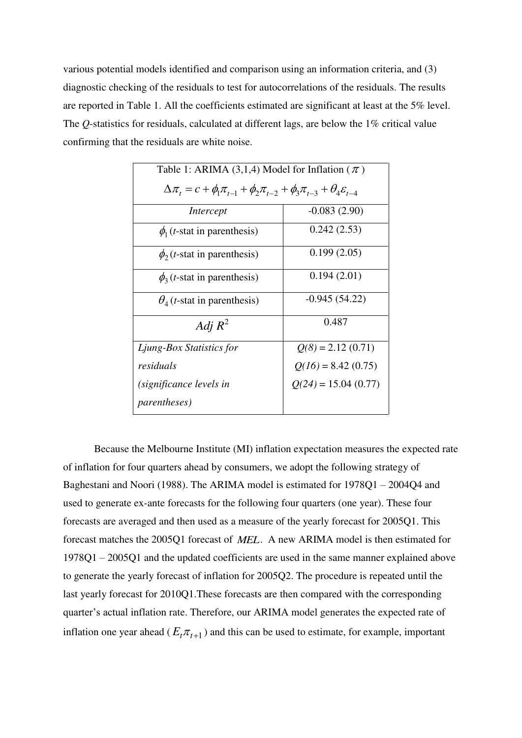various potential models identified and comparison using an information criteria, and (3) diagnostic checking of the residuals to test for autocorrelations of the residuals. The results are reported in Table 1. All the coefficients estimated are significant at least at the 5% level. The *Q*-statistics for residuals, calculated at different lags, are below the 1% critical value confirming that the residuals are white noise.

| Table 1: ARIMA (3,1,4) Model for Inflation ($\pi$) $\Delta\pi_t = c + \phi_1\pi_{t-1} + \phi_2\pi_{t-2} + \phi_3\pi_{t-3} + \theta_4\varepsilon_{t-4}$ | |
|---|---|
| *Intercept* | -0.083 (2.90) |
| $\phi_1$ (*t*-stat in parenthesis) | 0.242 (2.53) |
| $\phi_2$ (*t*-stat in parenthesis) | 0.199 (2.05) |
| $\phi_3$ (*t*-stat in parenthesis) | 0.194 (2.01) |
| $\theta_4$ (*t*-stat in parenthesis) | -0.945 (54.22) |
| *Adj* $R^2$ | 0.487 |
| *Ljung-Box Statistics for residuals (significance levels in parentheses)* | *Q(8)* = 2.12 (0.71) *Q(16)* = 8.42 (0.75) *Q(24)* = 15.04 (0.77) |

Because the Melbourne Institute (MI) inflation expectation measures the expected rate of inflation for four quarters ahead by consumers, we adopt the following strategy of Baghestani and Noori (1988). The ARIMA model is estimated for 1978Q1 – 2004Q4 and used to generate ex-ante forecasts for the following four quarters (one year). These four forecasts are averaged and then used as a measure of the yearly forecast for 2005Q1. This forecast matches the 2005Q1 forecast of $MEL$. A new ARIMA model is then estimated for 1978Q1 – 2005Q1 and the updated coefficients are used in the same manner explained above to generate the yearly forecast of inflation for 2005Q2. The procedure is repeated until the last yearly forecast for 2010Q1.These forecasts are then compared with the corresponding quarter's actual inflation rate. Therefore, our ARIMA model generates the expected rate of inflation one year ahead ($E_t\pi_{t+1}$) and this can be used to estimate, for example, important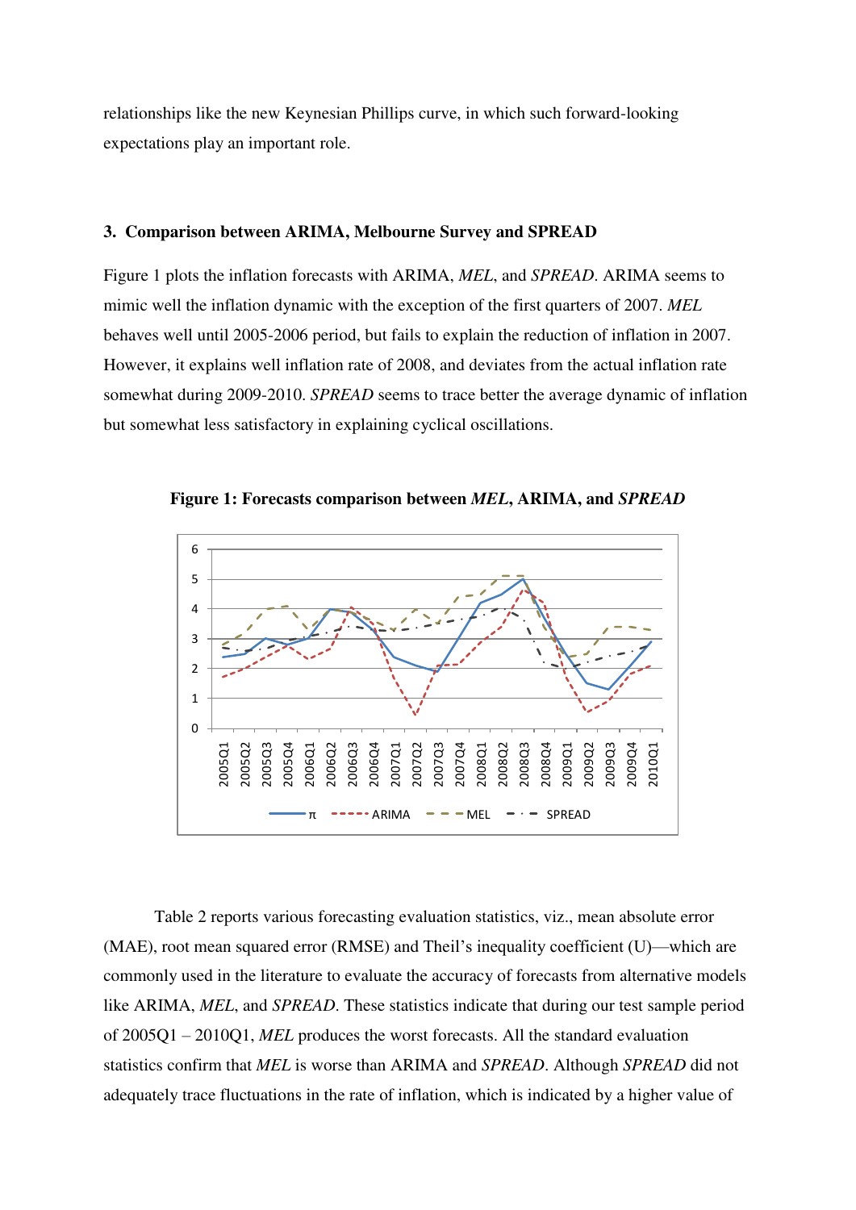relationships like the new Keynesian Phillips curve, in which such forward-looking expectations play an important role.

### 3. Comparison between ARIMA, Melbourne Survey and SPREAD

Figure 1 plots the inflation forecasts with ARIMA, *MEL*, and *SPREAD*. ARIMA seems to mimic well the inflation dynamic with the exception of the first quarters of 2007. *MEL* behaves well until 2005-2006 period, but fails to explain the reduction of inflation in 2007. However, it explains well inflation rate of 2008, and deviates from the actual inflation rate somewhat during 2009-2010. *SPREAD* seems to trace better the average dynamic of inflation but somewhat less satisfactory in explaining cyclical oscillations.

**Figure 1: Forecasts comparison between *MEL*, ARIMA, and *SPREAD***

Table 2 reports various forecasting evaluation statistics, viz., mean absolute error (MAE), root mean squared error (RMSE) and Theil's inequality coefficient (U)—which are commonly used in the literature to evaluate the accuracy of forecasts from alternative models like ARIMA, *MEL*, and *SPREAD*. These statistics indicate that during our test sample period of 2005Q1 – 2010Q1, *MEL* produces the worst forecasts. All the standard evaluation statistics confirm that *MEL* is worse than ARIMA and *SPREAD*. Although *SPREAD* did not adequately trace fluctuations in the rate of inflation, which is indicated by a higher value of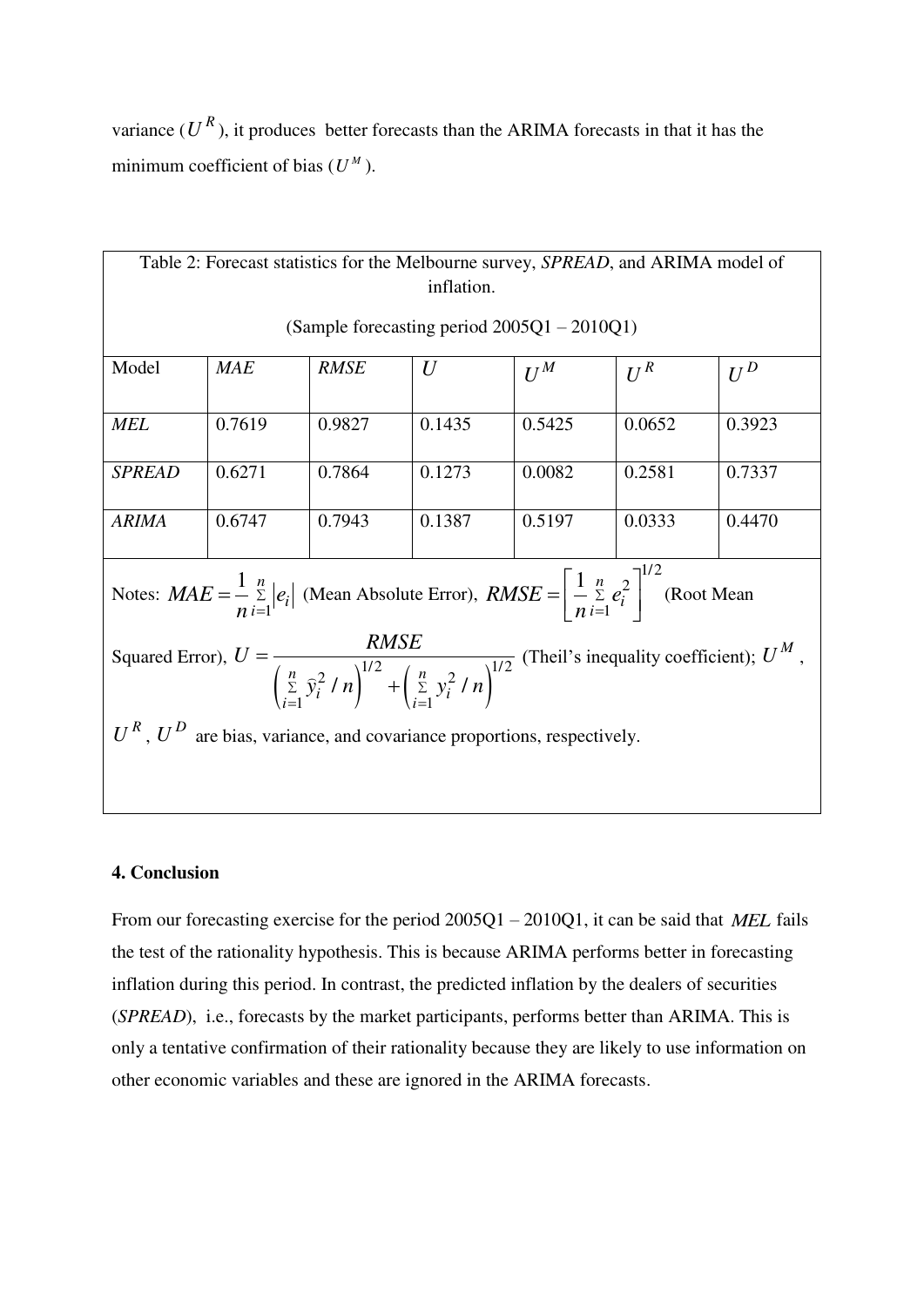variance ($U^R$), it produces better forecasts than the ARIMA forecasts in that it has the minimum coefficient of bias ($U^M$).

| Table 2: Forecast statistics for the Melbourne survey, *SPREAD*, and ARIMA model of inflation. (Sample forecasting period 2005Q1 – 2010Q1) | | | | | | |
|---|---|---|---|---|---|---|
| Model | *MAE* | *RMSE* | $U$ | $U^M$ | $U^R$ | $U^D$ |
| *MEL* | 0.7619 | 0.9827 | 0.1435 | 0.5425 | 0.0652 | 0.3923 |
| *SPREAD* | 0.6271 | 0.7864 | 0.1273 | 0.0082 | 0.2581 | 0.7337 |
| *ARIMA* | 0.6747 | 0.7943 | 0.1387 | 0.5197 | 0.0333 | 0.4470 |

Notes: $MAE = \frac{1}{n}\sum_{i=1}^{n}|e_i|$ (Mean Absolute Error), $RMSE = \left[\frac{1}{n}\sum_{i=1}^{n}e_i^2\right]^{1/2}$ (Root Mean Squared Error), $U = \frac{RMSE}{\left(\sum_{i=1}^{n}\hat{y}_i^2/n\right)^{1/2} + \left(\sum_{i=1}^{n}y_i^2/n\right)^{1/2}}$ (Theil's inequality coefficient); $U^M$, $U^R$, $U^D$ are bias, variance, and covariance proportions, respectively.

## 4. Conclusion

From our forecasting exercise for the period 2005Q1 – 2010Q1, it can be said that *MEL* fails the test of the rationality hypothesis. This is because ARIMA performs better in forecasting inflation during this period. In contrast, the predicted inflation by the dealers of securities (*SPREAD*), i.e., forecasts by the market participants, performs better than ARIMA. This is only a tentative confirmation of their rationality because they are likely to use information on other economic variables and these are ignored in the ARIMA forecasts.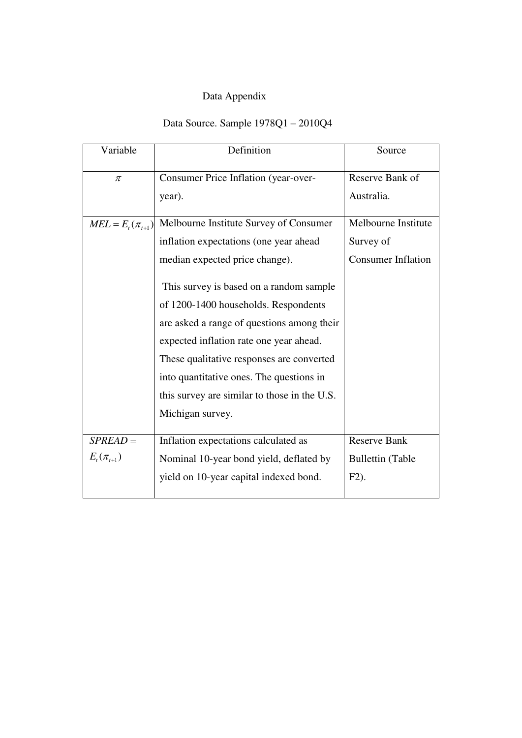Data Appendix

Data Source. Sample 1978Q1 – 2010Q4

| Variable | Definition | Source |
| --- | --- | --- |
| $\pi$ | Consumer Price Inflation (year-over-year). | Reserve Bank of Australia. |
| $MEL = E_t(\pi_{t+1})$ | Melbourne Institute Survey of Consumer inflation expectations (one year ahead median expected price change). <br><br> This survey is based on a random sample of 1200-1400 households. Respondents are asked a range of questions among their expected inflation rate one year ahead. These qualitative responses are converted into quantitative ones. The questions in this survey are similar to those in the U.S. Michigan survey. | Melbourne Institute Survey of Consumer Inflation |
| $SPREAD = E_t(\pi_{t+1})$ | Inflation expectations calculated as Nominal 10-year bond yield, deflated by yield on 10-year capital indexed bond. | Reserve Bank Bullettin (Table F2). |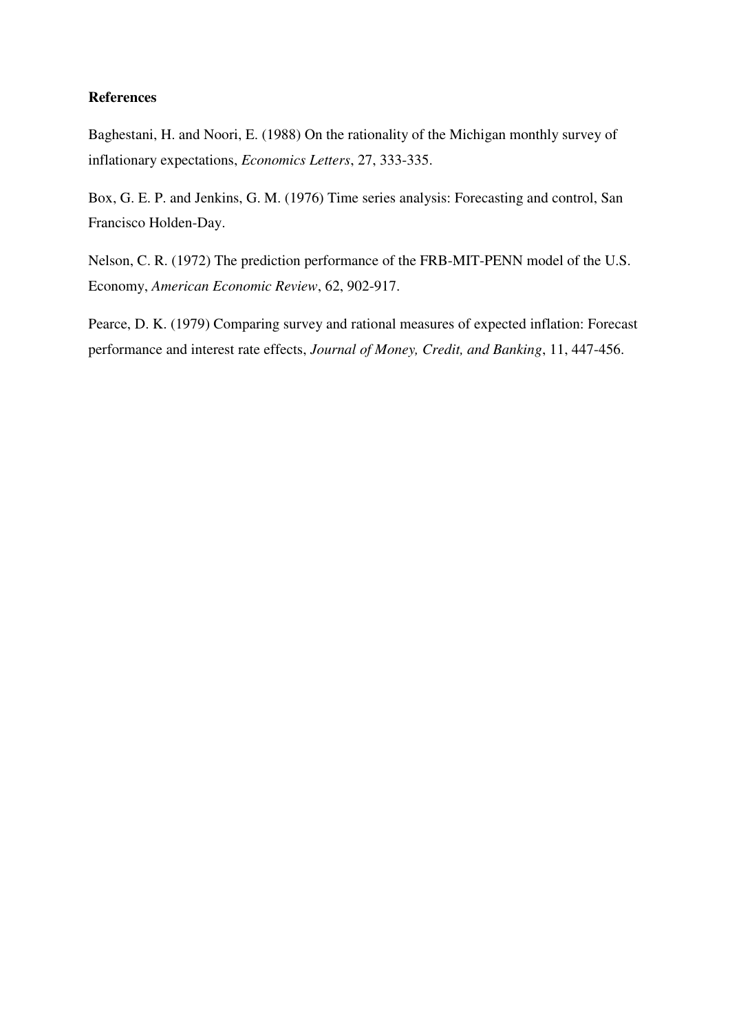**References**

Baghestani, H. and Noori, E. (1988) On the rationality of the Michigan monthly survey of inflationary expectations, *Economics Letters*, 27, 333-335.

Box, G. E. P. and Jenkins, G. M. (1976) Time series analysis: Forecasting and control, San Francisco Holden-Day.

Nelson, C. R. (1972) The prediction performance of the FRB-MIT-PENN model of the U.S. Economy, *American Economic Review*, 62, 902-917.

Pearce, D. K. (1979) Comparing survey and rational measures of expected inflation: Forecast performance and interest rate effects, *Journal of Money, Credit, and Banking*, 11, 447-456.